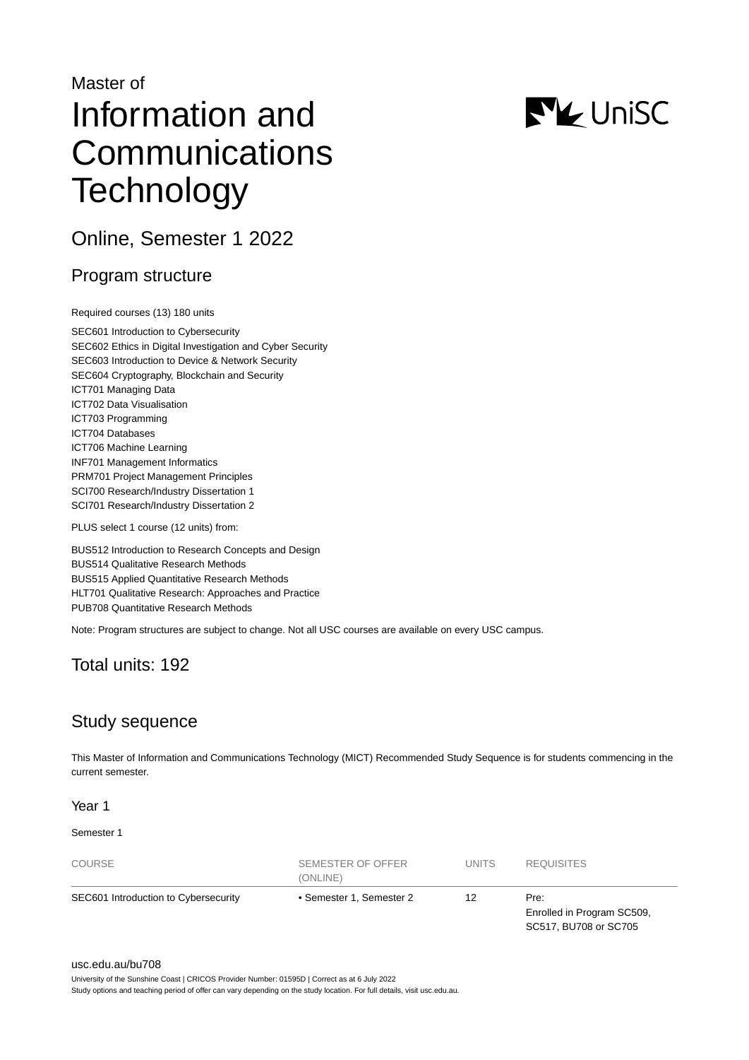Master of

# Information and Communications Technology

## Online, Semester 1 2022

## Program structure

Required courses (13) 180 units

SEC601 Introduction to Cybersecurity
SEC602 Ethics in Digital Investigation and Cyber Security
SEC603 Introduction to Device & Network Security
SEC604 Cryptography, Blockchain and Security
ICT701 Managing Data
ICT702 Data Visualisation
ICT703 Programming
ICT704 Databases
ICT706 Machine Learning
INF701 Management Informatics
PRM701 Project Management Principles
SCI700 Research/Industry Dissertation 1
SCI701 Research/Industry Dissertation 2

PLUS select 1 course (12 units) from:

BUS512 Introduction to Research Concepts and Design
BUS514 Qualitative Research Methods
BUS515 Applied Quantitative Research Methods
HLT701 Qualitative Research: Approaches and Practice
PUB708 Quantitative Research Methods

Note: Program structures are subject to change. Not all USC courses are available on every USC campus.

## Total units: 192

## Study sequence

This Master of Information and Communications Technology (MICT) Recommended Study Sequence is for students commencing in the current semester.

### Year 1

Semester 1

| COURSE | SEMESTER OF OFFER (ONLINE) | UNITS | REQUISITES |
|---|---|---|---|
| SEC601 Introduction to Cybersecurity | • Semester 1, Semester 2 | 12 | Pre: Enrolled in Program SC509, SC517, BU708 or SC705 |

usc.edu.au/bu708
University of the Sunshine Coast | CRICOS Provider Number: 01595D | Correct as at 6 July 2022
Study options and teaching period of offer can vary depending on the study location. For full details, visit usc.edu.au.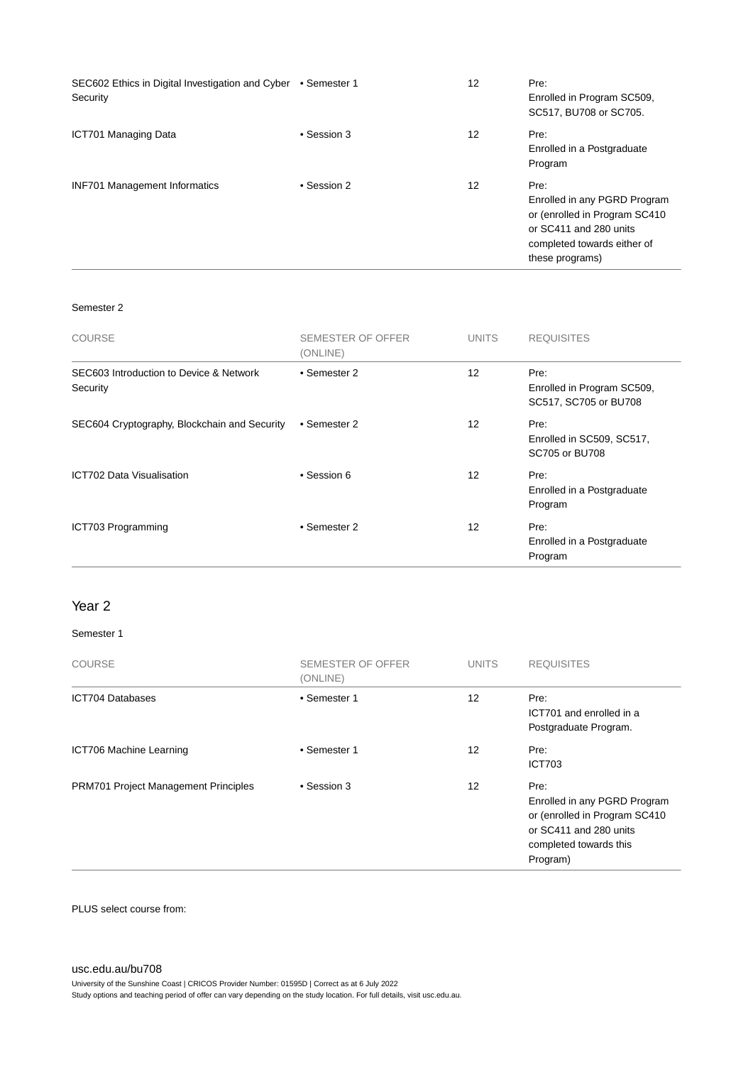| COURSE | SEMESTER OF OFFER (ONLINE) | UNITS | REQUISITES |
|---|---|---|---|
| SEC602 Ethics in Digital Investigation and Cyber Security | • Semester 1 | 12 | Pre: Enrolled in Program SC509, SC517, BU708 or SC705. |
| ICT701 Managing Data | • Session 3 | 12 | Pre: Enrolled in a Postgraduate Program |
| INF701 Management Informatics | • Session 2 | 12 | Pre: Enrolled in any PGRD Program or (enrolled in Program SC410 or SC411 and 280 units completed towards either of these programs) |

Semester 2

| COURSE | SEMESTER OF OFFER (ONLINE) | UNITS | REQUISITES |
|---|---|---|---|
| SEC603 Introduction to Device & Network Security | • Semester 2 | 12 | Pre: Enrolled in Program SC509, SC517, SC705 or BU708 |
| SEC604 Cryptography, Blockchain and Security | • Semester 2 | 12 | Pre: Enrolled in SC509, SC517, SC705 or BU708 |
| ICT702 Data Visualisation | • Session 6 | 12 | Pre: Enrolled in a Postgraduate Program |
| ICT703 Programming | • Semester 2 | 12 | Pre: Enrolled in a Postgraduate Program |

## Year 2

Semester 1

| COURSE | SEMESTER OF OFFER (ONLINE) | UNITS | REQUISITES |
|---|---|---|---|
| ICT704 Databases | • Semester 1 | 12 | Pre: ICT701 and enrolled in a Postgraduate Program. |
| ICT706 Machine Learning | • Semester 1 | 12 | Pre: ICT703 |
| PRM701 Project Management Principles | • Session 3 | 12 | Pre: Enrolled in any PGRD Program or (enrolled in Program SC410 or SC411 and 280 units completed towards this Program) |

PLUS select course from: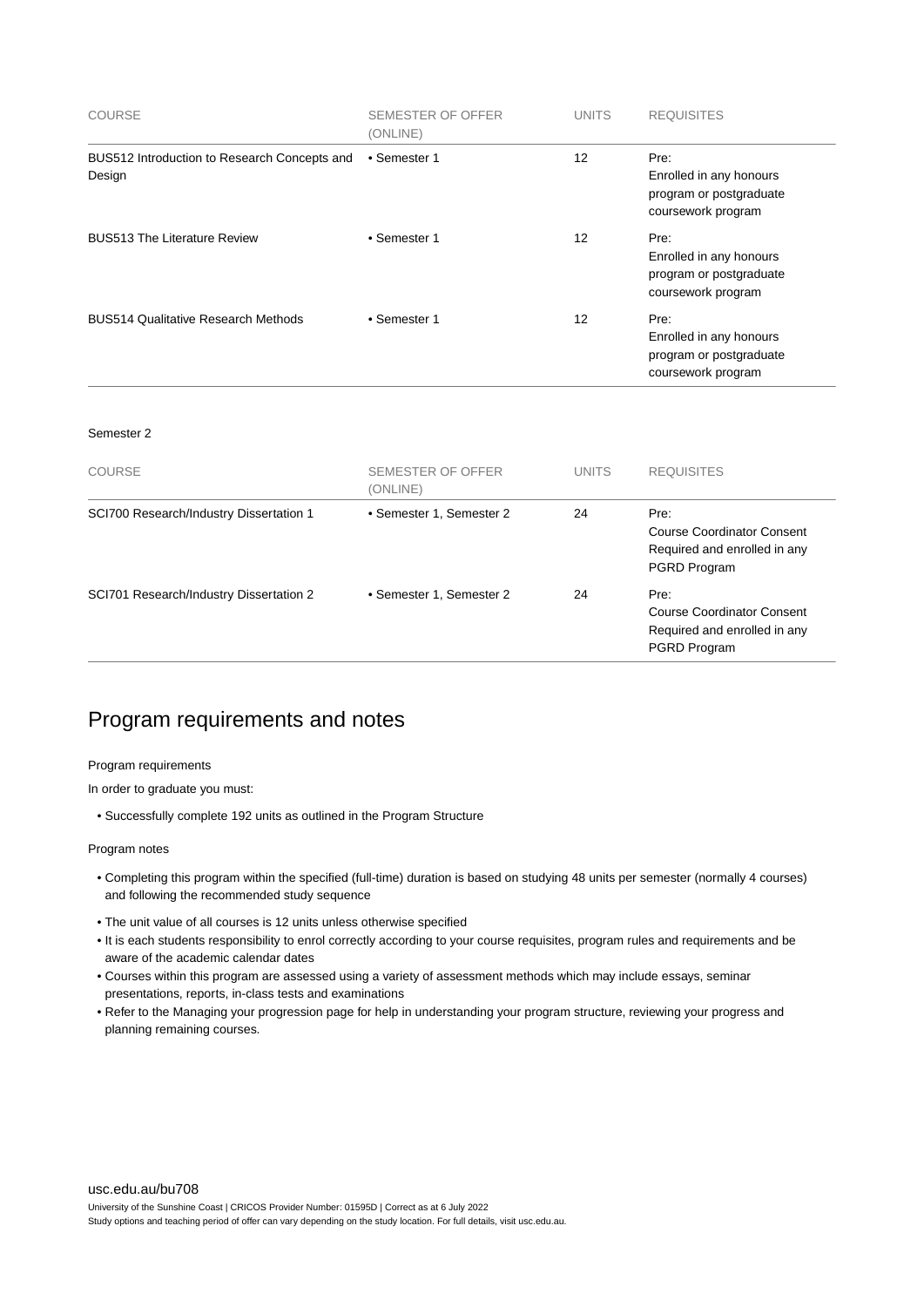| COURSE | SEMESTER OF OFFER (ONLINE) | UNITS | REQUISITES |
| --- | --- | --- | --- |
| BUS512 Introduction to Research Concepts and Design | • Semester 1 | 12 | Pre: Enrolled in any honours program or postgraduate coursework program |
| BUS513 The Literature Review | • Semester 1 | 12 | Pre: Enrolled in any honours program or postgraduate coursework program |
| BUS514 Qualitative Research Methods | • Semester 1 | 12 | Pre: Enrolled in any honours program or postgraduate coursework program |

Semester 2

| COURSE | SEMESTER OF OFFER (ONLINE) | UNITS | REQUISITES |
| --- | --- | --- | --- |
| SCI700 Research/Industry Dissertation 1 | • Semester 1, Semester 2 | 24 | Pre: Course Coordinator Consent Required and enrolled in any PGRD Program |
| SCI701 Research/Industry Dissertation 2 | • Semester 1, Semester 2 | 24 | Pre: Course Coordinator Consent Required and enrolled in any PGRD Program |

## Program requirements and notes

Program requirements

In order to graduate you must:

- Successfully complete 192 units as outlined in the Program Structure

Program notes

- Completing this program within the specified (full-time) duration is based on studying 48 units per semester (normally 4 courses) and following the recommended study sequence
- The unit value of all courses is 12 units unless otherwise specified
- It is each students responsibility to enrol correctly according to your course requisites, program rules and requirements and be aware of the academic calendar dates
- Courses within this program are assessed using a variety of assessment methods which may include essays, seminar presentations, reports, in-class tests and examinations
- Refer to the Managing your progression page for help in understanding your program structure, reviewing your progress and planning remaining courses.